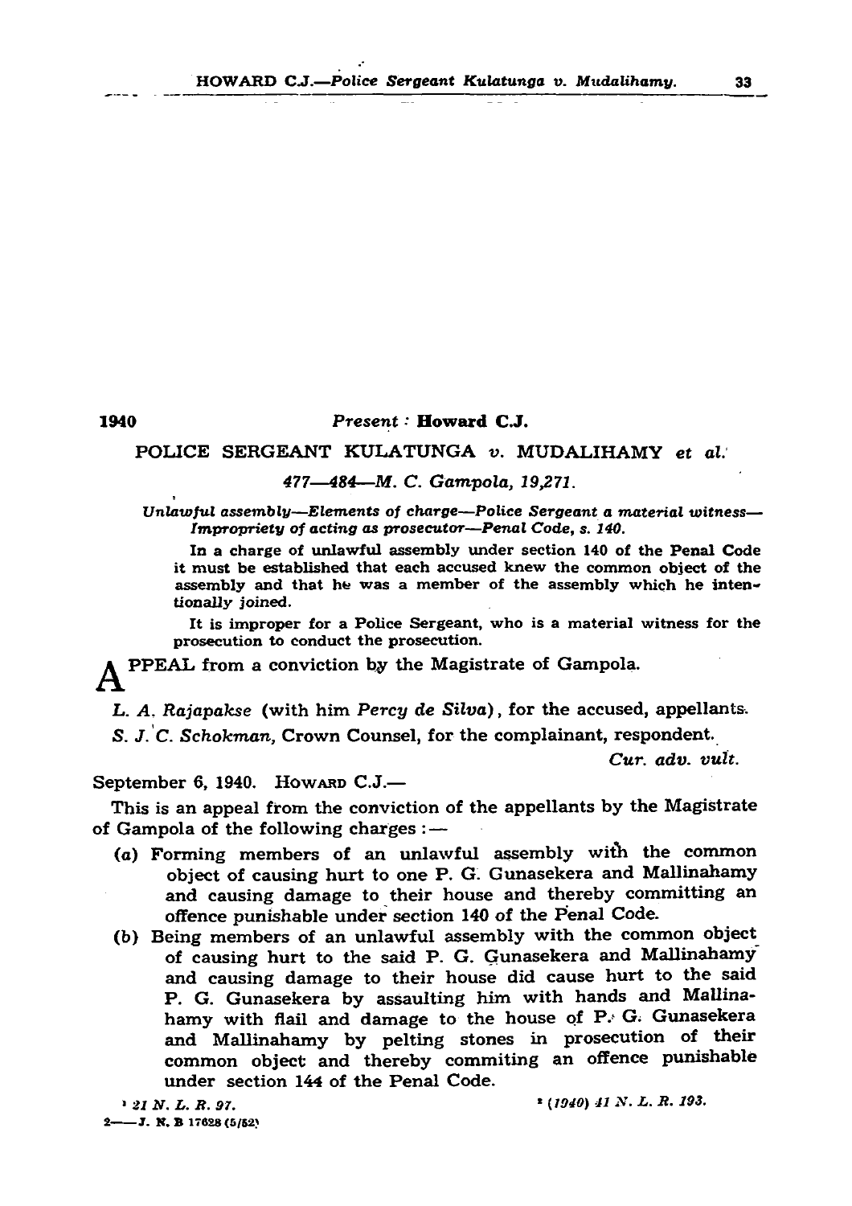1940

*Present* : **Howard C.J.**

POLICE SERGEANT KULATUNGA *v.* MUDALIHAMY *et al.*

*477—484—M. C. Gampola, 19,271.*

*Unlawful assembly—Elements of charge—Police Sergeant a material witness—Impropriety of acting as prosecutor—Penal Code, s. 140.*

In a charge of unlawful assembly under section 140 of the Penal Code it must be established that each accused knew the common object of the assembly and that he was a member of the assembly which he intentionally joined.

It is improper for a Police Sergeant, who is a material witness for the prosecution to conduct the prosecution.

APPEAL from a conviction by the Magistrate of Gampola.

*L. A. Rajapakse* (with him *Percy de Silva*), for the accused, appellants.

*S. J. C. Schokman*, Crown Counsel, for the complainant, respondent.

*Cur. adv. vult.*

September 6, 1940. Howard C.J.—

This is an appeal from the conviction of the appellants by the Magistrate of Gampola of the following charges :—

(a) Forming members of an unlawful assembly with the common object of causing hurt to one P. G. Gunasekera and Mallinahamy and causing damage to their house and thereby committing an offence punishable under section 140 of the Penal Code.

(b) Being members of an unlawful assembly with the common object of causing hurt to the said P. G. Gunasekera and Mallinahamy and causing damage to their house did cause hurt to the said P. G. Gunasekera by assaulting him with hands and Mallinahamy with flail and damage to the house of P. G. Gunasekera and Mallinahamy by pelting stones in prosecution of their common object and thereby commiting an offence punishable under section 144 of the Penal Code.

[1] 21 N. L. R. 97.

[2] (1940) 41 N. L. R. 193.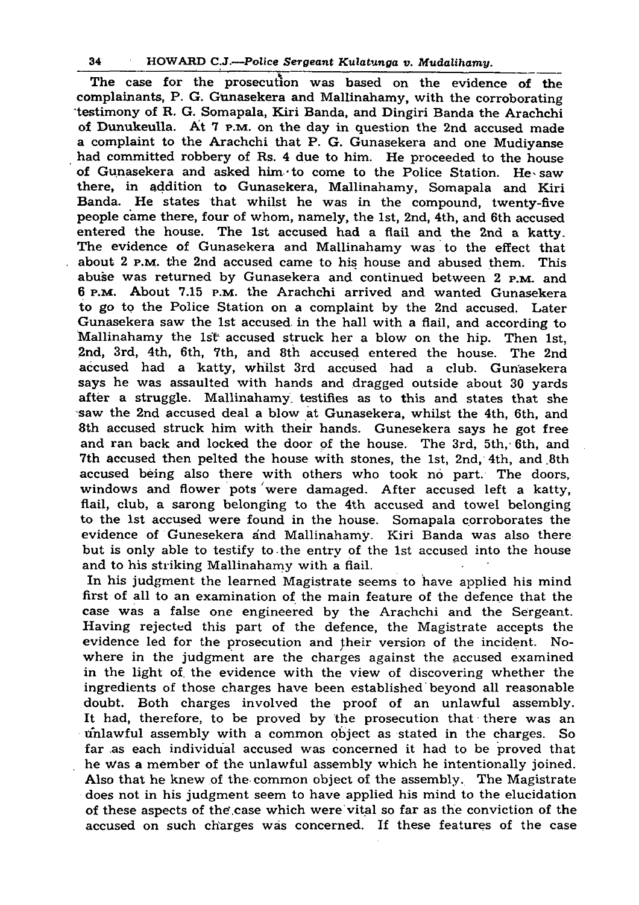The case for the prosecution was based on the evidence of the complainants, P. G. Gunasekera and Mallinahamy, with the corroborating testimony of R. G. Somapala, Kiri Banda, and Dingiri Banda the Arachchi of Dunukeulla. At 7 P.M. on the day in question the 2nd accused made a complaint to the Arachchi that P. G. Gunasekera and one Mudiyanse had committed robbery of Rs. 4 due to him. He proceeded to the house of Gunasekera and asked him to come to the Police Station. He saw there, in addition to Gunasekera, Mallinahamy, Somapala and Kiri Banda. He states that whilst he was in the compound, twenty-five people came there, four of whom, namely, the 1st, 2nd, 4th, and 6th accused entered the house. The 1st accused had a flail and the 2nd a katty. The evidence of Gunasekera and Mallinahamy was to the effect that about 2 P.M. the 2nd accused came to his house and abused them. This abuse was returned by Gunasekera and continued between 2 P.M. and 6 P.M. About 7.15 P.M. the Arachchi arrived and wanted Gunasekera to go to the Police Station on a complaint by the 2nd accused. Later Gunasekera saw the 1st accused in the hall with a flail, and according to Mallinahamy the 1st accused struck her a blow on the hip. Then 1st, 2nd, 3rd, 4th, 6th, 7th, and 8th accused entered the house. The 2nd accused had a katty, whilst 3rd accused had a club. Gunasekera says he was assaulted with hands and dragged outside about 30 yards after a struggle. Mallinahamy testifies as to this and states that she saw the 2nd accused deal a blow at Gunasekera, whilst the 4th, 6th, and 8th accused struck him with their hands. Gunesekera says he got free and ran back and locked the door of the house. The 3rd, 5th, 6th, and 7th accused then pelted the house with stones, the 1st, 2nd, 4th, and 8th accused being also there with others who took no part. The doors, windows and flower pots were damaged. After accused left a katty, flail, club, a sarong belonging to the 4th accused and towel belonging to the 1st accused were found in the house. Somapala corroborates the evidence of Gunesekera and Mallinahamy. Kiri Banda was also there but is only able to testify to the entry of the 1st accused into the house and to his striking Mallinahamy with a flail.

In his judgment the learned Magistrate seems to have applied his mind first of all to an examination of the main feature of the defence that the case was a false one engineered by the Arachchi and the Sergeant. Having rejected this part of the defence, the Magistrate accepts the evidence led for the prosecution and their version of the incident. Nowhere in the judgment are the charges against the accused examined in the light of the evidence with the view of discovering whether the ingredients of those charges have been established beyond all reasonable doubt. Both charges involved the proof of an unlawful assembly. It had, therefore, to be proved by the prosecution that there was an unlawful assembly with a common object as stated in the charges. So far as each individual accused was concerned it had to be proved that he was a member of the unlawful assembly which he intentionally joined. Also that he knew of the common object of the assembly. The Magistrate does not in his judgment seem to have applied his mind to the elucidation of these aspects of the case which were vital so far as the conviction of the accused on such charges was concerned. If these features of the case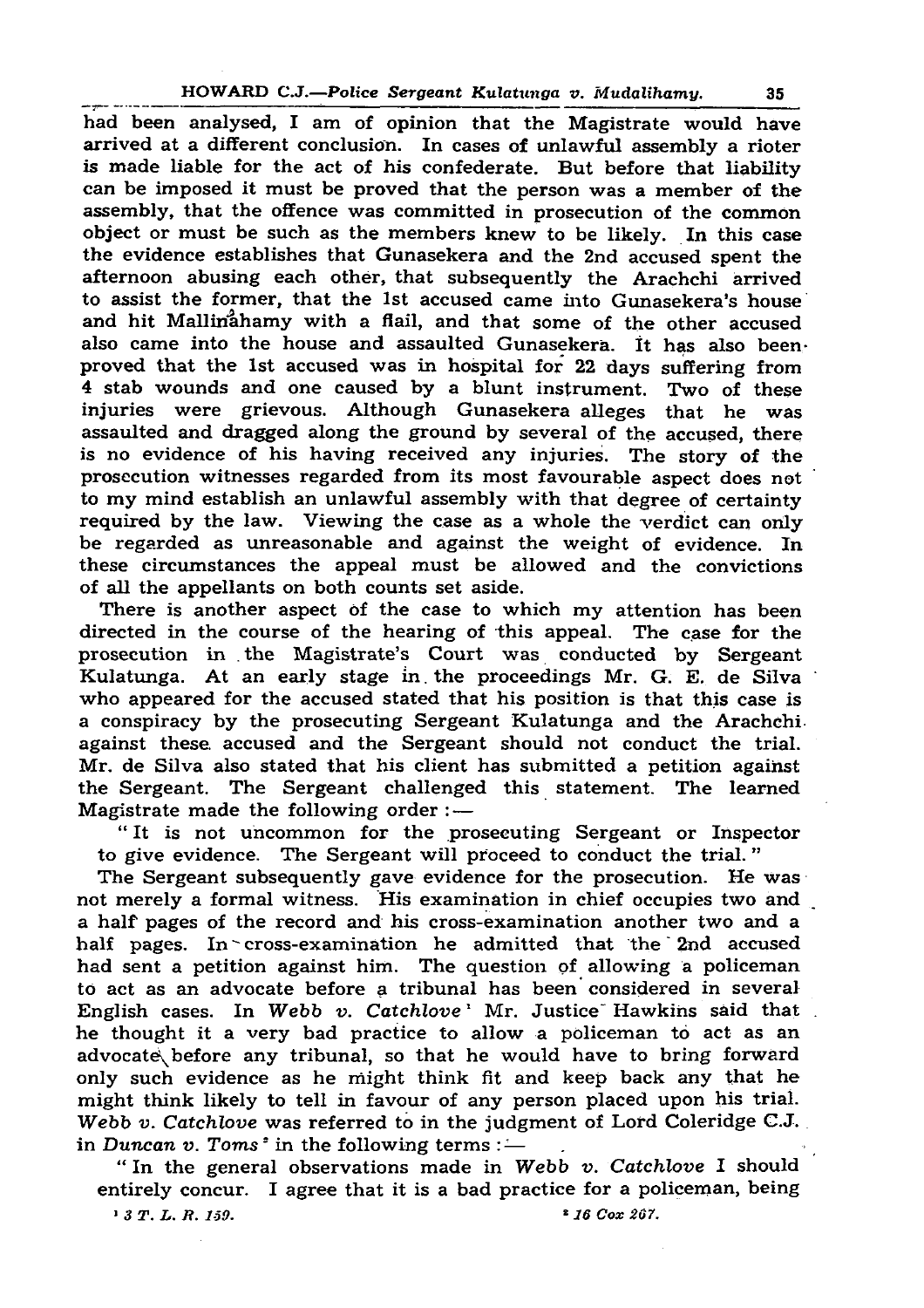had been analysed, I am of opinion that the Magistrate would have arrived at a different conclusion. In cases of unlawful assembly a rioter is made liable for the act of his confederate. But before that liability can be imposed it must be proved that the person was a member of the assembly, that the offence was committed in prosecution of the common object or must be such as the members knew to be likely. In this case the evidence establishes that Gunasekera and the 2nd accused spent the afternoon abusing each other, that subsequently the Arachchi arrived to assist the former, that the 1st accused came into Gunasekera's house and hit Mallinahamy with a flail, and that some of the other accused also came into the house and assaulted Gunasekera. It has also been proved that the 1st accused was in hospital for 22 days suffering from 4 stab wounds and one caused by a blunt instrument. Two of these injuries were grievous. Although Gunasekera alleges that he was assaulted and dragged along the ground by several of the accused, there is no evidence of his having received any injuries. The story of the prosecution witnesses regarded from its most favourable aspect does not to my mind establish an unlawful assembly with that degree of certainty required by the law. Viewing the case as a whole the verdict can only be regarded as unreasonable and against the weight of evidence. In these circumstances the appeal must be allowed and the convictions of all the appellants on both counts set aside.

There is another aspect of the case to which my attention has been directed in the course of the hearing of this appeal. The case for the prosecution in the Magistrate's Court was conducted by Sergeant Kulatunga. At an early stage in the proceedings Mr. G. E. de Silva who appeared for the accused stated that his position is that this case is a conspiracy by the prosecuting Sergeant Kulatunga and the Arachchi against these accused and the Sergeant should not conduct the trial. Mr. de Silva also stated that his client has submitted a petition against the Sergeant. The Sergeant challenged this statement. The learned Magistrate made the following order :—

"It is not uncommon for the prosecuting Sergeant or Inspector to give evidence. The Sergeant will proceed to conduct the trial."

The Sergeant subsequently gave evidence for the prosecution. He was not merely a formal witness. His examination in chief occupies two and a half pages of the record and his cross-examination another two and a half pages. In cross-examination he admitted that the 2nd accused had sent a petition against him. The question of allowing a policeman to act as an advocate before a tribunal has been considered in several English cases. In *Webb v. Catchlove*[1] Mr. Justice Hawkins said that he thought it a very bad practice to allow a policeman to act as an advocate before any tribunal, so that he would have to bring forward only such evidence as he might think fit and keep back any that he might think likely to tell in favour of any person placed upon his trial. *Webb v. Catchlove* was referred to in the judgment of Lord Coleridge C.J. in *Duncan v. Toms*[2] in the following terms :—

"In the general observations made in *Webb v. Catchlove* I should entirely concur. I agree that it is a bad practice for a policeman, being

[1] 3 T. L. R. 159.

[2] 16 Cox 267.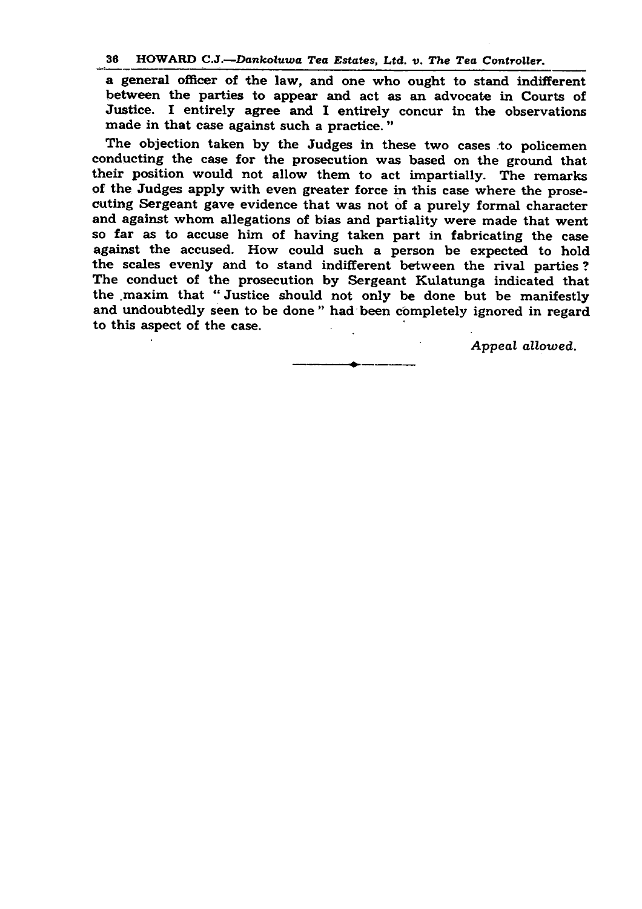a general officer of the law, and one who ought to stand indifferent between the parties to appear and act as an advocate in Courts of Justice. I entirely agree and I entirely concur in the observations made in that case against such a practice."

The objection taken by the Judges in these two cases to policemen conducting the case for the prosecution was based on the ground that their position would not allow them to act impartially. The remarks of the Judges apply with even greater force in this case where the prosecuting Sergeant gave evidence that was not of a purely formal character and against whom allegations of bias and partiality were made that went so far as to accuse him of having taken part in fabricating the case against the accused. How could such a person be expected to hold the scales evenly and to stand indifferent between the rival parties? The conduct of the prosecution by Sergeant Kulatunga indicated that the maxim that "Justice should not only be done but be manifestly and undoubtedly seen to be done" had been completely ignored in regard to this aspect of the case.

*Appeal allowed.*